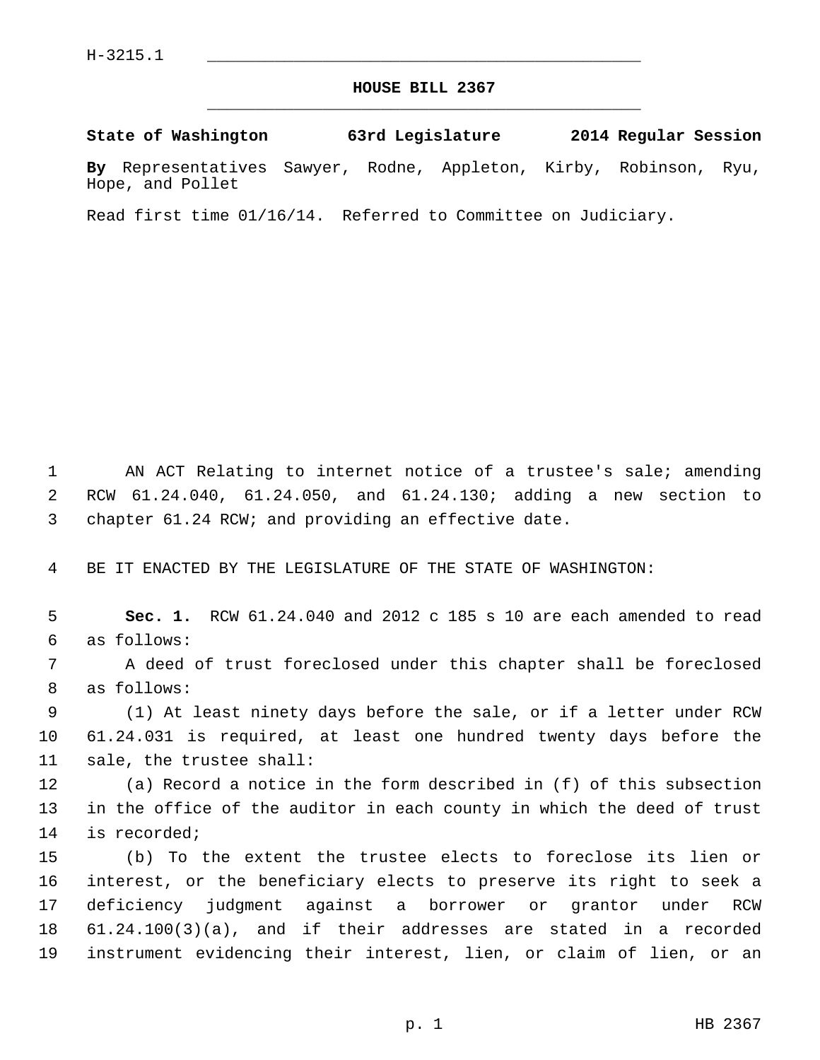H-3215.1

# HOUSE BILL 2367

**State of Washington 63rd Legislature 2014 Regular Session**

**By** Representatives Sawyer, Rodne, Appleton, Kirby, Robinson, Ryu, Hope, and Pollet

Read first time 01/16/14. Referred to Committee on Judiciary.

AN ACT Relating to internet notice of a trustee's sale; amending RCW 61.24.040, 61.24.050, and 61.24.130; adding a new section to chapter 61.24 RCW; and providing an effective date.

BE IT ENACTED BY THE LEGISLATURE OF THE STATE OF WASHINGTON:

**Sec. 1.** RCW 61.24.040 and 2012 c 185 s 10 are each amended to read as follows:

A deed of trust foreclosed under this chapter shall be foreclosed as follows:

(1) At least ninety days before the sale, or if a letter under RCW 61.24.031 is required, at least one hundred twenty days before the sale, the trustee shall:

(a) Record a notice in the form described in (f) of this subsection in the office of the auditor in each county in which the deed of trust is recorded;

(b) To the extent the trustee elects to foreclose its lien or interest, or the beneficiary elects to preserve its right to seek a deficiency judgment against a borrower or grantor under RCW 61.24.100(3)(a), and if their addresses are stated in a recorded instrument evidencing their interest, lien, or claim of lien, or an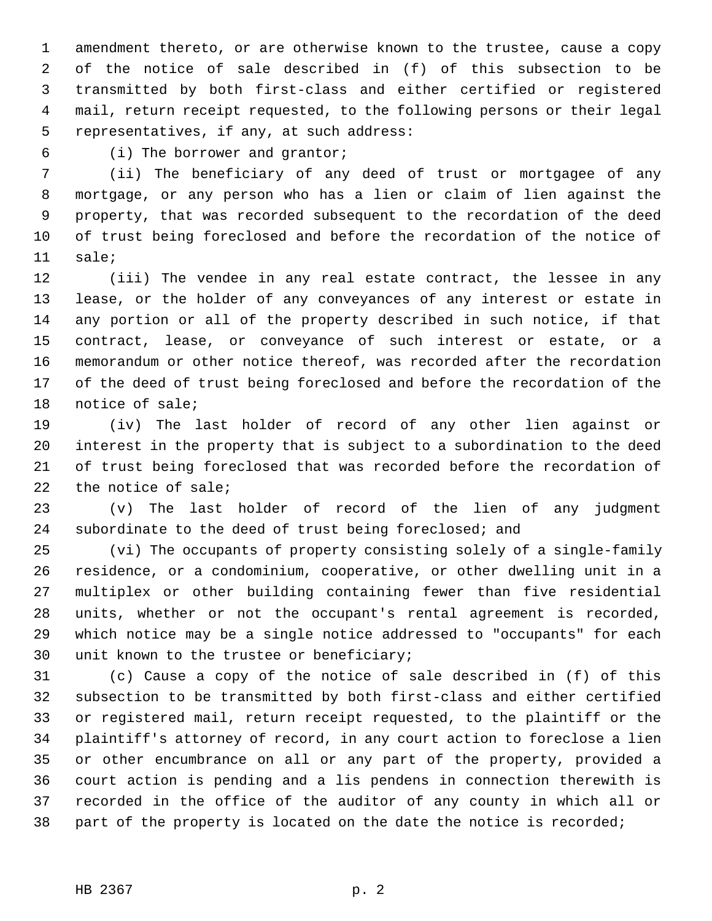amendment thereto, or are otherwise known to the trustee, cause a copy of the notice of sale described in (f) of this subsection to be transmitted by both first-class and either certified or registered mail, return receipt requested, to the following persons or their legal representatives, if any, at such address:

(i) The borrower and grantor;

(ii) The beneficiary of any deed of trust or mortgagee of any mortgage, or any person who has a lien or claim of lien against the property, that was recorded subsequent to the recordation of the deed of trust being foreclosed and before the recordation of the notice of sale;

(iii) The vendee in any real estate contract, the lessee in any lease, or the holder of any conveyances of any interest or estate in any portion or all of the property described in such notice, if that contract, lease, or conveyance of such interest or estate, or a memorandum or other notice thereof, was recorded after the recordation of the deed of trust being foreclosed and before the recordation of the notice of sale;

(iv) The last holder of record of any other lien against or interest in the property that is subject to a subordination to the deed of trust being foreclosed that was recorded before the recordation of the notice of sale;

(v) The last holder of record of the lien of any judgment subordinate to the deed of trust being foreclosed; and

(vi) The occupants of property consisting solely of a single-family residence, or a condominium, cooperative, or other dwelling unit in a multiplex or other building containing fewer than five residential units, whether or not the occupant's rental agreement is recorded, which notice may be a single notice addressed to "occupants" for each unit known to the trustee or beneficiary;

(c) Cause a copy of the notice of sale described in (f) of this subsection to be transmitted by both first-class and either certified or registered mail, return receipt requested, to the plaintiff or the plaintiff's attorney of record, in any court action to foreclose a lien or other encumbrance on all or any part of the property, provided a court action is pending and a lis pendens in connection therewith is recorded in the office of the auditor of any county in which all or part of the property is located on the date the notice is recorded;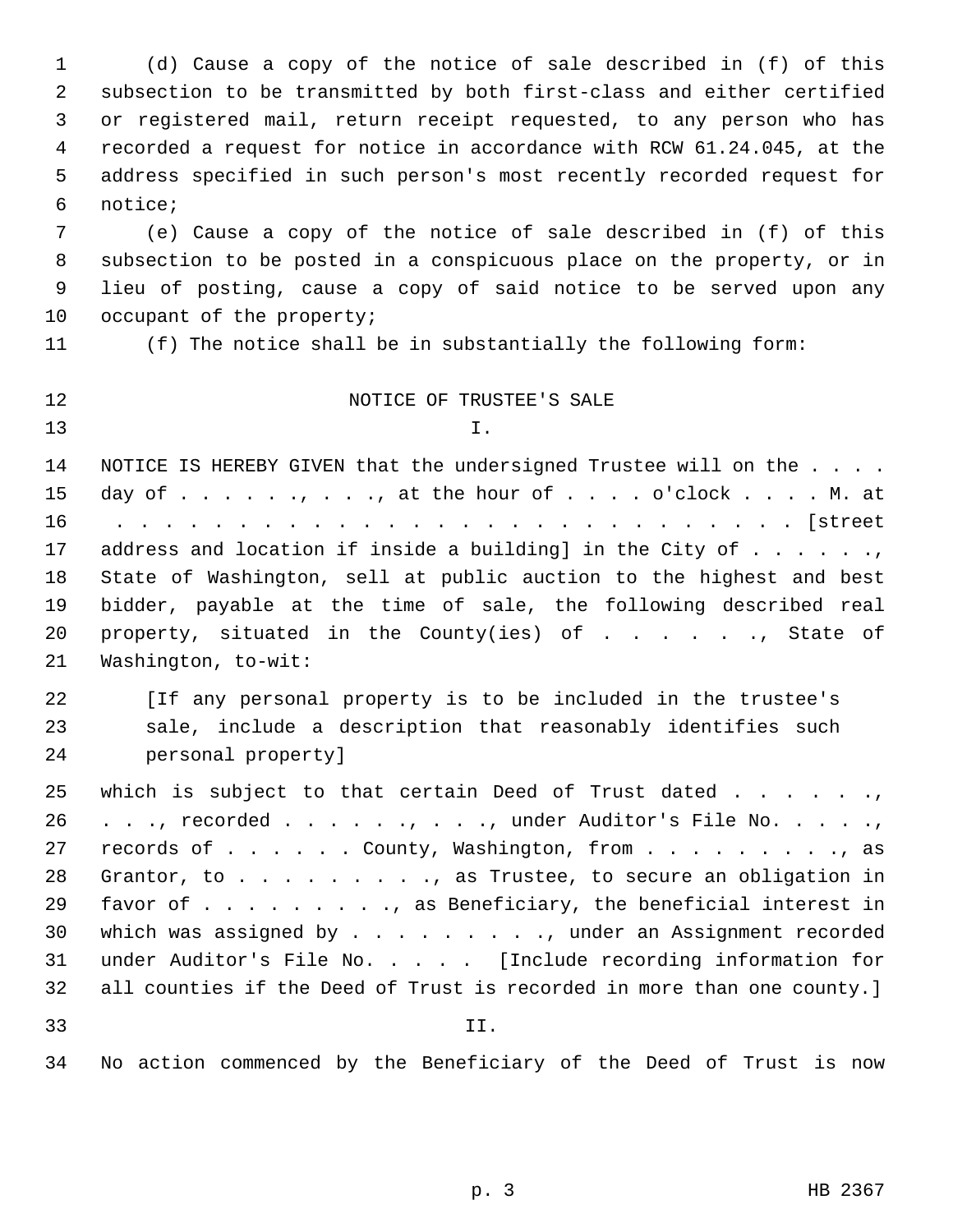(d) Cause a copy of the notice of sale described in (f) of this subsection to be transmitted by both first-class and either certified or registered mail, return receipt requested, to any person who has recorded a request for notice in accordance with RCW 61.24.045, at the address specified in such person's most recently recorded request for notice;

(e) Cause a copy of the notice of sale described in (f) of this subsection to be posted in a conspicuous place on the property, or in lieu of posting, cause a copy of said notice to be served upon any occupant of the property;

(f) The notice shall be in substantially the following form:

NOTICE OF TRUSTEE'S SALE

I.

NOTICE IS HEREBY GIVEN that the undersigned Trustee will on the . . . . day of . . . . . ., . . ., at the hour of . . . . o'clock . . . . M. at . . . . . . . . . . . . . . . . . . . . . . . . . . . . . . [street address and location if inside a building] in the City of . . . . . ., State of Washington, sell at public auction to the highest and best bidder, payable at the time of sale, the following described real property, situated in the County(ies) of . . . . . ., State of Washington, to-wit:

[If any personal property is to be included in the trustee's sale, include a description that reasonably identifies such personal property]

which is subject to that certain Deed of Trust dated . . . . . ., . . ., recorded . . . . . ., . . ., under Auditor's File No. . . . ., records of . . . . . . County, Washington, from . . . . . . . . ., as Grantor, to . . . . . . . . ., as Trustee, to secure an obligation in favor of . . . . . . . . ., as Beneficiary, the beneficial interest in which was assigned by . . . . . . . . ., under an Assignment recorded under Auditor's File No. . . . . [Include recording information for all counties if the Deed of Trust is recorded in more than one county.]

II.

No action commenced by the Beneficiary of the Deed of Trust is now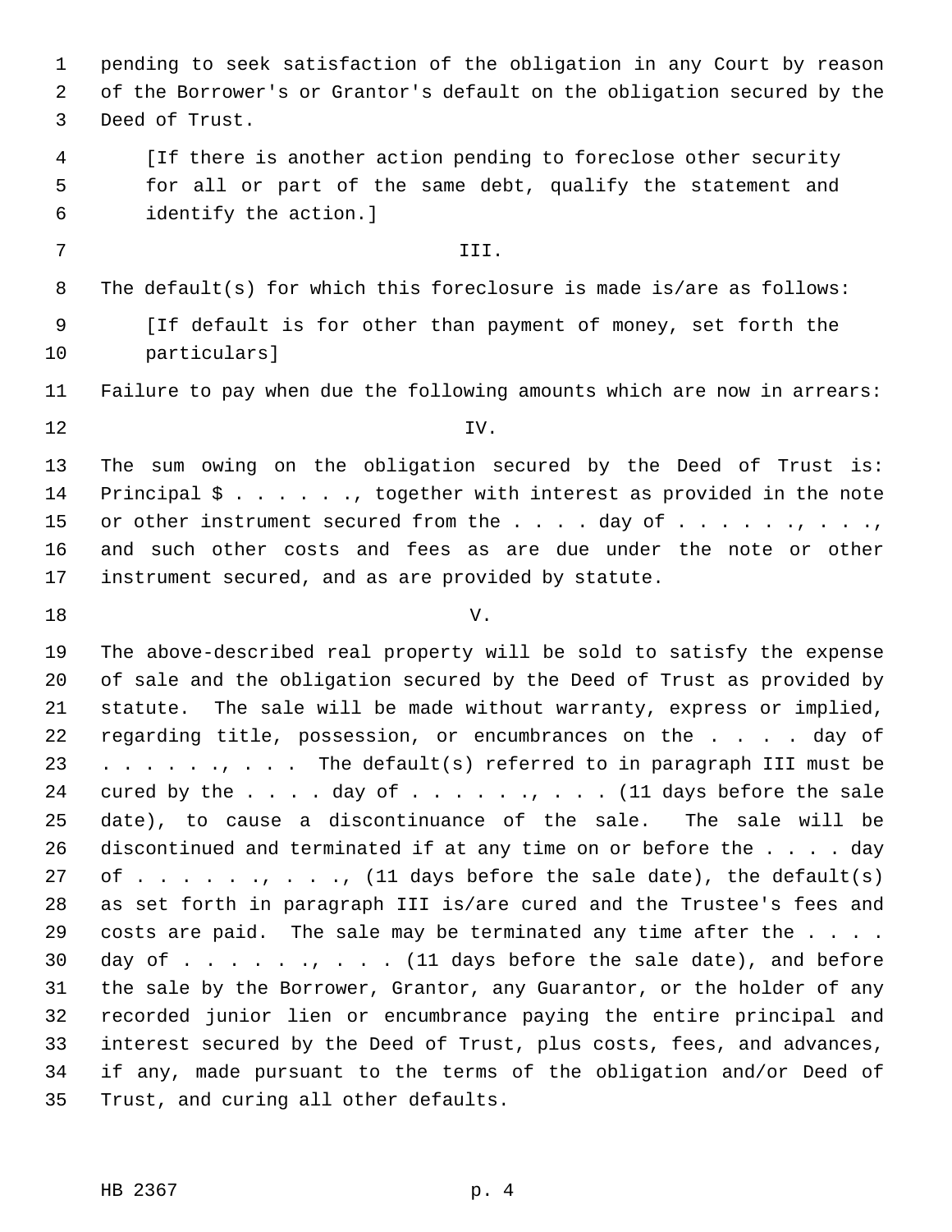pending to seek satisfaction of the obligation in any Court by reason of the Borrower's or Grantor's default on the obligation secured by the Deed of Trust.

[If there is another action pending to foreclose other security for all or part of the same debt, qualify the statement and identify the action.]

III.

The default(s) for which this foreclosure is made is/are as follows:

[If default is for other than payment of money, set forth the particulars]

Failure to pay when due the following amounts which are now in arrears:

IV.

The sum owing on the obligation secured by the Deed of Trust is: Principal $ . . . . . ., together with interest as provided in the note or other instrument secured from the . . . . day of . . . . . ., . . ., and such other costs and fees as are due under the note or other instrument secured, and as are provided by statute.

V.

The above-described real property will be sold to satisfy the expense of sale and the obligation secured by the Deed of Trust as provided by statute. The sale will be made without warranty, express or implied, regarding title, possession, or encumbrances on the . . . . day of . . . . . ., . . . The default(s) referred to in paragraph III must be cured by the . . . . day of . . . . . ., . . . (11 days before the sale date), to cause a discontinuance of the sale. The sale will be discontinued and terminated if at any time on or before the . . . . day of . . . . . ., . . ., (11 days before the sale date), the default(s) as set forth in paragraph III is/are cured and the Trustee's fees and costs are paid. The sale may be terminated any time after the . . . . day of . . . . . ., . . . (11 days before the sale date), and before the sale by the Borrower, Grantor, any Guarantor, or the holder of any recorded junior lien or encumbrance paying the entire principal and interest secured by the Deed of Trust, plus costs, fees, and advances, if any, made pursuant to the terms of the obligation and/or Deed of Trust, and curing all other defaults.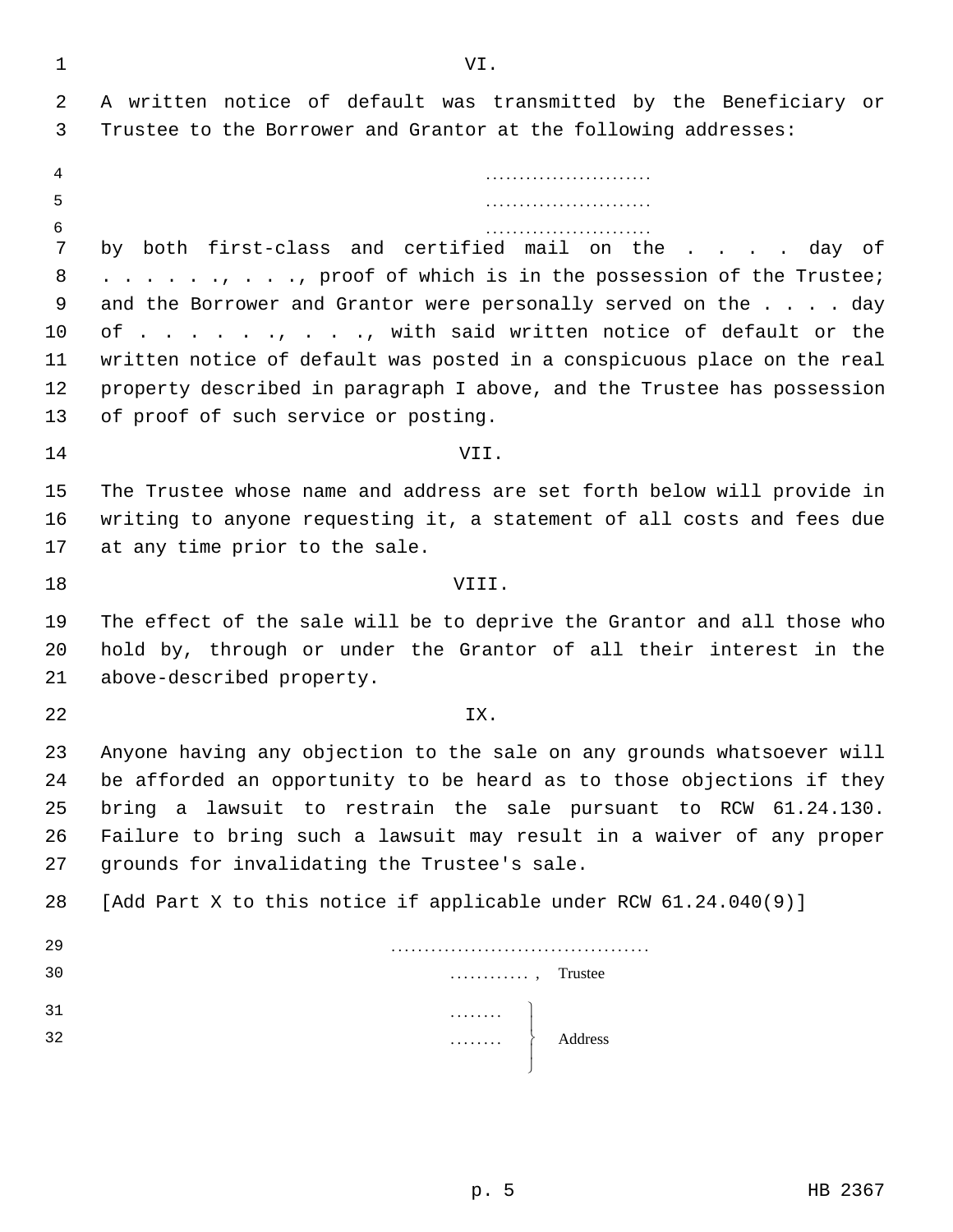VI.

A written notice of default was transmitted by the Beneficiary or Trustee to the Borrower and Grantor at the following addresses:

.........................

.........................

.........................

by both first-class and certified mail on the . . . . day of . . . . . ., . . ., proof of which is in the possession of the Trustee; and the Borrower and Grantor were personally served on the . . . . day of . . . . . ., . . ., with said written notice of default or the written notice of default was posted in a conspicuous place on the real property described in paragraph I above, and the Trustee has possession of proof of such service or posting.

VII.

The Trustee whose name and address are set forth below will provide in writing to anyone requesting it, a statement of all costs and fees due at any time prior to the sale.

VIII.

The effect of the sale will be to deprive the Grantor and all those who hold by, through or under the Grantor of all their interest in the above-described property.

IX.

Anyone having any objection to the sale on any grounds whatsoever will be afforded an opportunity to be heard as to those objections if they bring a lawsuit to restrain the sale pursuant to RCW 61.24.130. Failure to bring such a lawsuit may result in a waiver of any proper grounds for invalidating the Trustee's sale.

[Add Part X to this notice if applicable under RCW 61.24.040(9)]

.......................................

............ , Trustee

........
........ Address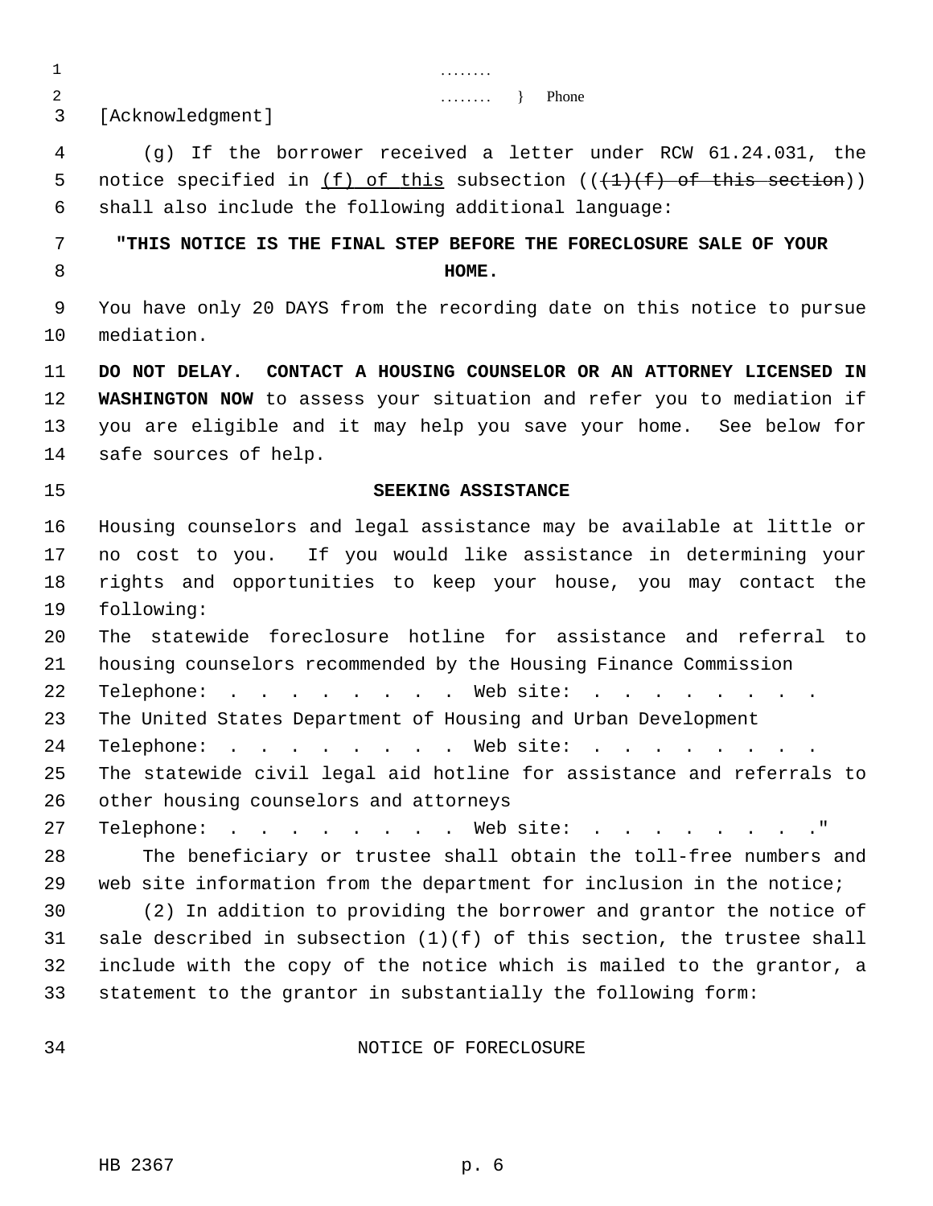. . . . . . . .

. . . . . . . . } Phone

[Acknowledgment]

(g) If the borrower received a letter under RCW 61.24.031, the notice specified in <u>(f) of this</u> subsection ((~~(1)(f) of this section~~)) shall also include the following additional language:

**"THIS NOTICE IS THE FINAL STEP BEFORE THE FORECLOSURE SALE OF YOUR HOME.**

You have only 20 DAYS from the recording date on this notice to pursue mediation.

**DO NOT DELAY. CONTACT A HOUSING COUNSELOR OR AN ATTORNEY LICENSED IN WASHINGTON NOW** to assess your situation and refer you to mediation if you are eligible and it may help you save your home. See below for safe sources of help.

**SEEKING ASSISTANCE**

Housing counselors and legal assistance may be available at little or no cost to you. If you would like assistance in determining your rights and opportunities to keep your house, you may contact the following:

The statewide foreclosure hotline for assistance and referral to housing counselors recommended by the Housing Finance Commission

Telephone: . . . . . . . . . Web site: . . . . . . . . .

The United States Department of Housing and Urban Development

Telephone: . . . . . . . . . Web site: . . . . . . . . .

The statewide civil legal aid hotline for assistance and referrals to other housing counselors and attorneys

Telephone: . . . . . . . . . Web site: . . . . . . . . ."

The beneficiary or trustee shall obtain the toll-free numbers and web site information from the department for inclusion in the notice;

(2) In addition to providing the borrower and grantor the notice of sale described in subsection (1)(f) of this section, the trustee shall include with the copy of the notice which is mailed to the grantor, a statement to the grantor in substantially the following form:

NOTICE OF FORECLOSURE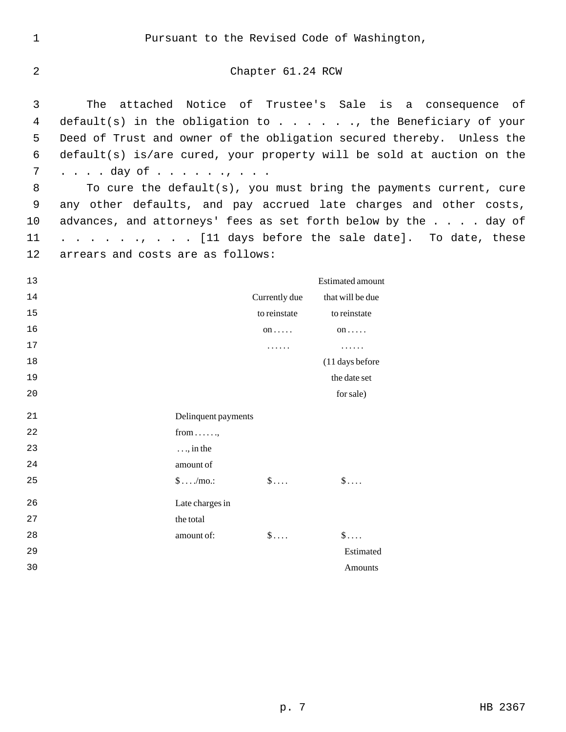Pursuant to the Revised Code of Washington,

Chapter 61.24 RCW

The attached Notice of Trustee's Sale is a consequence of default(s) in the obligation to . . . . . ., the Beneficiary of your Deed of Trust and owner of the obligation secured thereby. Unless the default(s) is/are cured, your property will be sold at auction on the . . . . day of . . . . . ., . . .

To cure the default(s), you must bring the payments current, cure any other defaults, and pay accrued late charges and other costs, advances, and attorneys' fees as set forth below by the . . . . day of . . . . . . ., . . . [11 days before the sale date]. To date, these arrears and costs are as follows:

| | Currently due to reinstate on . . . . . . . . . . . | Estimated amount that will be due to reinstate on . . . . . . . . . . . (11 days before the date set for sale) |
|---|---|---|
| Delinquent payments from . . . . . ., . . ., in the amount of $ . . . ./mo.: | $ . . . . | $ . . . . |
| Late charges in the total amount of: | $ . . . . | $ . . . . |
| | | Estimated Amounts |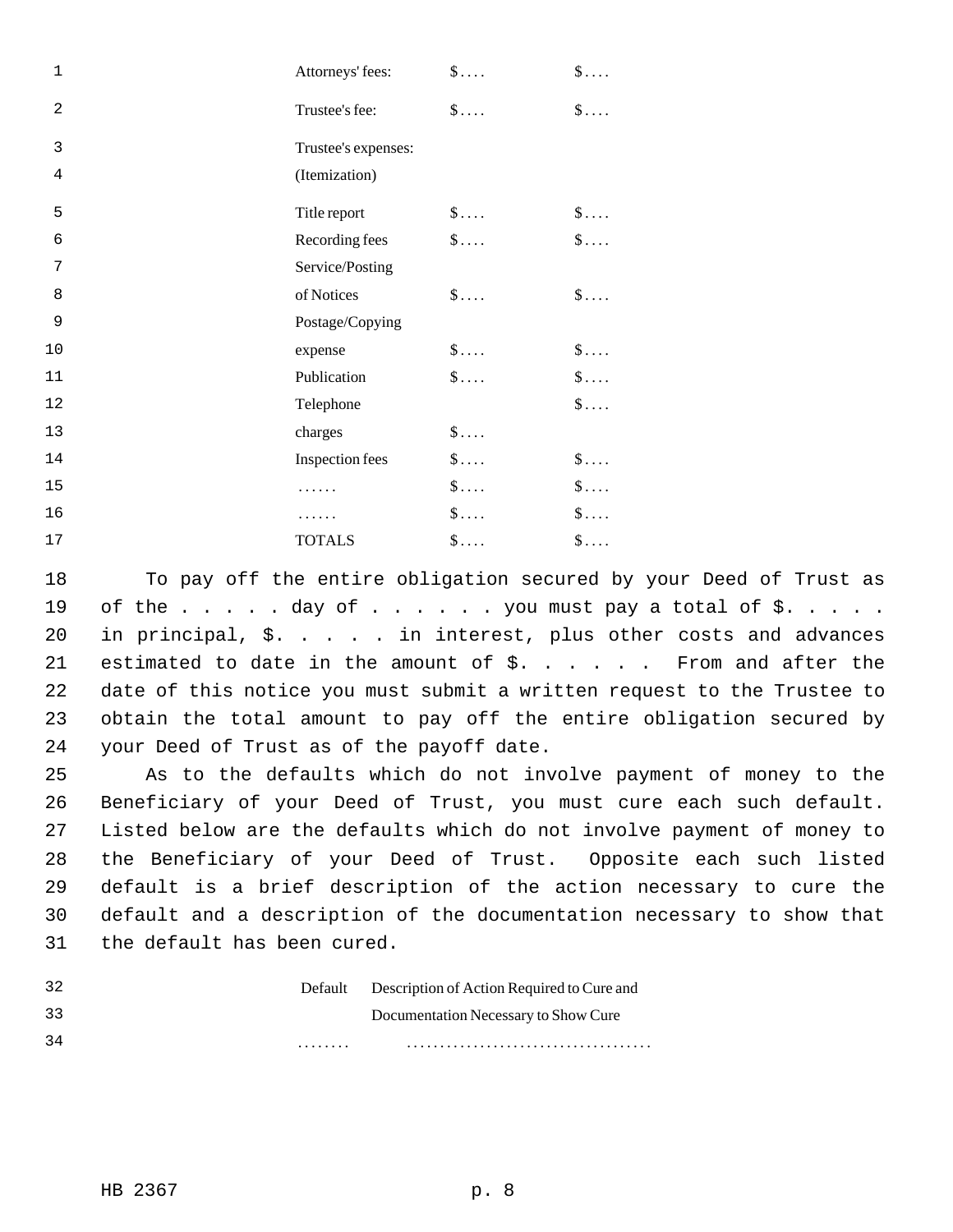| | | |
|---|---|---|
| Attorneys' fees: | $. . . . | $. . . . |
| Trustee's fee: | $. . . . | $. . . . |
| Trustee's expenses: (Itemization) | | |
| Title report | $. . . . | $. . . . |
| Recording fees | $. . . . | $. . . . |
| Service/Posting of Notices | $. . . . | $. . . . |
| Postage/Copying expense | $. . . . | $. . . . |
| Publication | $. . . . | $. . . . |
| Telephone charges | $. . . . | $. . . . |
| Inspection fees | $. . . . | $. . . . |
| . . . . . . | $. . . . | $. . . . |
| . . . . . . | $. . . . | $. . . . |
| TOTALS | $. . . . | $. . . . |

To pay off the entire obligation secured by your Deed of Trust as of the . . . . . day of . . . . . . you must pay a total of $. . . . . in principal, $. . . . . in interest, plus other costs and advances estimated to date in the amount of $. . . . . . From and after the date of this notice you must submit a written request to the Trustee to obtain the total amount to pay off the entire obligation secured by your Deed of Trust as of the payoff date.

As to the defaults which do not involve payment of money to the Beneficiary of your Deed of Trust, you must cure each such default. Listed below are the defaults which do not involve payment of money to the Beneficiary of your Deed of Trust. Opposite each such listed default is a brief description of the action necessary to cure the default and a description of the documentation necessary to show that the default has been cured.

| Default | Description of Action Required to Cure and Documentation Necessary to Show Cure |
|---|---|
| . . . . . . . . | . . . . . . . . . . . . . . . . . . . . . . . . . . . . . . . . . . . . |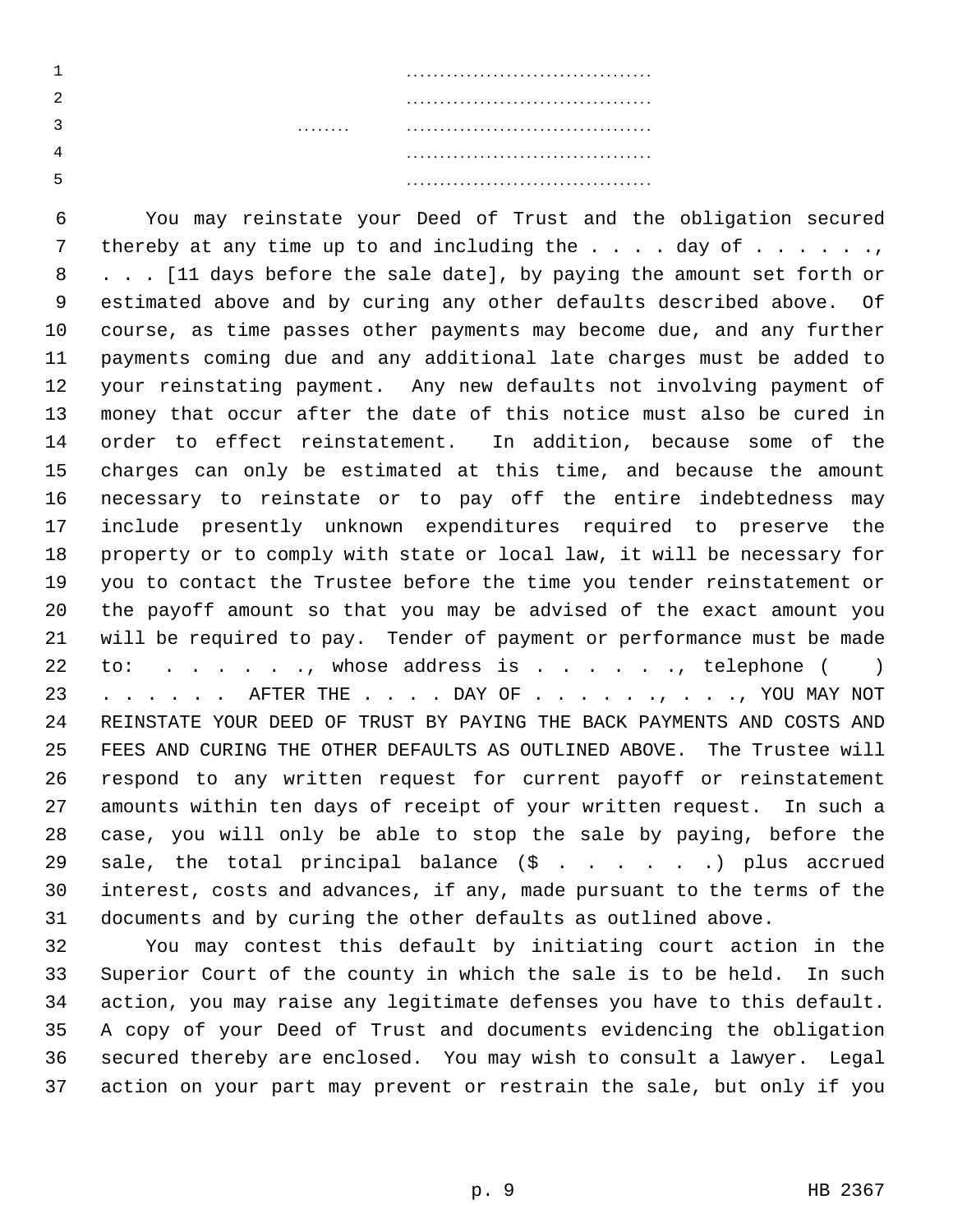. . . . . . . . . . . . . . . . . . . . . . . . . . . . . . . . . . . .

. . . . . . . . . . . . . . . . . . . . . . . . . . . . . . . . . . . .

. . . . . . . .      . . . . . . . . . . . . . . . . . . . . . . . . . . . . . . . . . . . .

. . . . . . . . . . . . . . . . . . . . . . . . . . . . . . . . . . . .

. . . . . . . . . . . . . . . . . . . . . . . . . . . . . . . . . . . .

You may reinstate your Deed of Trust and the obligation secured thereby at any time up to and including the . . . . day of . . . . . ., . . . [11 days before the sale date], by paying the amount set forth or estimated above and by curing any other defaults described above. Of course, as time passes other payments may become due, and any further payments coming due and any additional late charges must be added to your reinstating payment. Any new defaults not involving payment of money that occur after the date of this notice must also be cured in order to effect reinstatement. In addition, because some of the charges can only be estimated at this time, and because the amount necessary to reinstate or to pay off the entire indebtedness may include presently unknown expenditures required to preserve the property or to comply with state or local law, it will be necessary for you to contact the Trustee before the time you tender reinstatement or the payoff amount so that you may be advised of the exact amount you will be required to pay. Tender of payment or performance must be made to: . . . . . ., whose address is . . . . . ., telephone ( ) . . . . . . AFTER THE . . . . DAY OF . . . . . ., . . ., YOU MAY NOT REINSTATE YOUR DEED OF TRUST BY PAYING THE BACK PAYMENTS AND COSTS AND FEES AND CURING THE OTHER DEFAULTS AS OUTLINED ABOVE. The Trustee will respond to any written request for current payoff or reinstatement amounts within ten days of receipt of your written request. In such a case, you will only be able to stop the sale by paying, before the sale, the total principal balance ($ . . . . . .) plus accrued interest, costs and advances, if any, made pursuant to the terms of the documents and by curing the other defaults as outlined above.

You may contest this default by initiating court action in the Superior Court of the county in which the sale is to be held. In such action, you may raise any legitimate defenses you have to this default. A copy of your Deed of Trust and documents evidencing the obligation secured thereby are enclosed. You may wish to consult a lawyer. Legal action on your part may prevent or restrain the sale, but only if you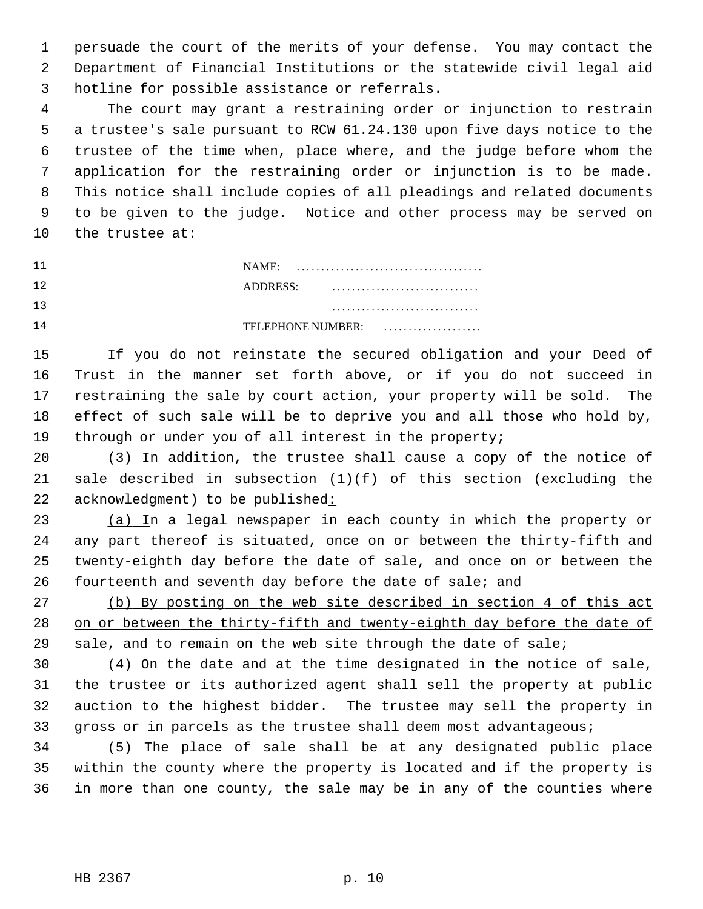persuade the court of the merits of your defense. You may contact the Department of Financial Institutions or the statewide civil legal aid hotline for possible assistance or referrals.

The court may grant a restraining order or injunction to restrain a trustee's sale pursuant to RCW 61.24.130 upon five days notice to the trustee of the time when, place where, and the judge before whom the application for the restraining order or injunction is to be made. This notice shall include copies of all pleadings and related documents to be given to the judge. Notice and other process may be served on the trustee at:

NAME: ......................................
ADDRESS: ..............................
..............................
TELEPHONE NUMBER: ....................

If you do not reinstate the secured obligation and your Deed of Trust in the manner set forth above, or if you do not succeed in restraining the sale by court action, your property will be sold. The effect of such sale will be to deprive you and all those who hold by, through or under you of all interest in the property;

(3) In addition, the trustee shall cause a copy of the notice of sale described in subsection (1)(f) of this section (excluding the acknowledgment) to be published<u>:</u>

<u>(a) I</u>n a legal newspaper in each county in which the property or any part thereof is situated, once on or between the thirty-fifth and twenty-eighth day before the date of sale, and once on or between the fourteenth and seventh day before the date of sale; <u>and</u>

<u>(b) By posting on the web site described in section 4 of this act on or between the thirty-fifth and twenty-eighth day before the date of sale, and to remain on the web site through the date of sale;</u>

(4) On the date and at the time designated in the notice of sale, the trustee or its authorized agent shall sell the property at public auction to the highest bidder. The trustee may sell the property in gross or in parcels as the trustee shall deem most advantageous;

(5) The place of sale shall be at any designated public place within the county where the property is located and if the property is in more than one county, the sale may be in any of the counties where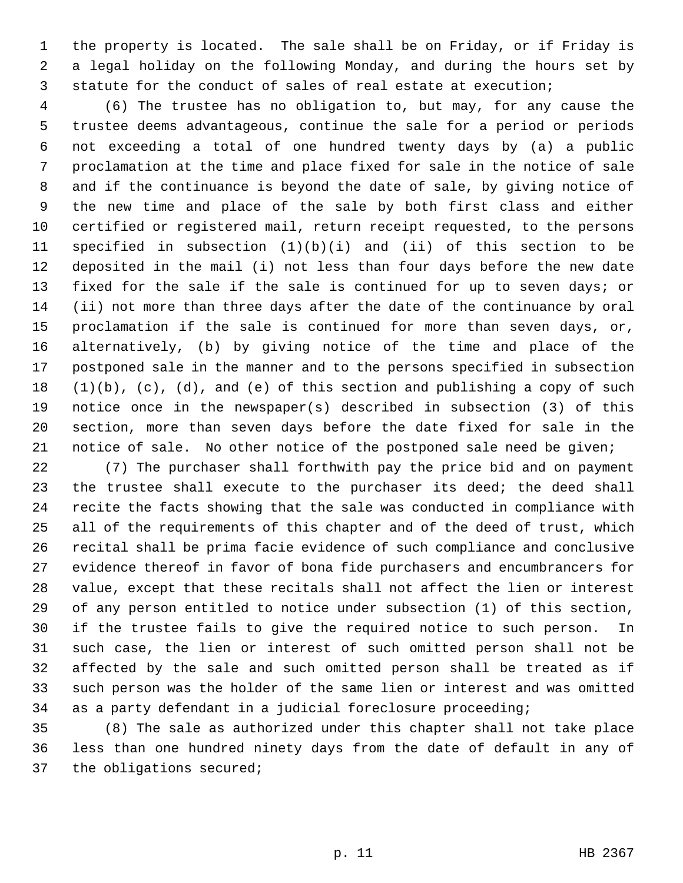the property is located. The sale shall be on Friday, or if Friday is a legal holiday on the following Monday, and during the hours set by statute for the conduct of sales of real estate at execution;

(6) The trustee has no obligation to, but may, for any cause the trustee deems advantageous, continue the sale for a period or periods not exceeding a total of one hundred twenty days by (a) a public proclamation at the time and place fixed for sale in the notice of sale and if the continuance is beyond the date of sale, by giving notice of the new time and place of the sale by both first class and either certified or registered mail, return receipt requested, to the persons specified in subsection (1)(b)(i) and (ii) of this section to be deposited in the mail (i) not less than four days before the new date fixed for the sale if the sale is continued for up to seven days; or (ii) not more than three days after the date of the continuance by oral proclamation if the sale is continued for more than seven days, or, alternatively, (b) by giving notice of the time and place of the postponed sale in the manner and to the persons specified in subsection (1)(b), (c), (d), and (e) of this section and publishing a copy of such notice once in the newspaper(s) described in subsection (3) of this section, more than seven days before the date fixed for sale in the notice of sale. No other notice of the postponed sale need be given;

(7) The purchaser shall forthwith pay the price bid and on payment the trustee shall execute to the purchaser its deed; the deed shall recite the facts showing that the sale was conducted in compliance with all of the requirements of this chapter and of the deed of trust, which recital shall be prima facie evidence of such compliance and conclusive evidence thereof in favor of bona fide purchasers and encumbrancers for value, except that these recitals shall not affect the lien or interest of any person entitled to notice under subsection (1) of this section, if the trustee fails to give the required notice to such person. In such case, the lien or interest of such omitted person shall not be affected by the sale and such omitted person shall be treated as if such person was the holder of the same lien or interest and was omitted as a party defendant in a judicial foreclosure proceeding;

(8) The sale as authorized under this chapter shall not take place less than one hundred ninety days from the date of default in any of the obligations secured;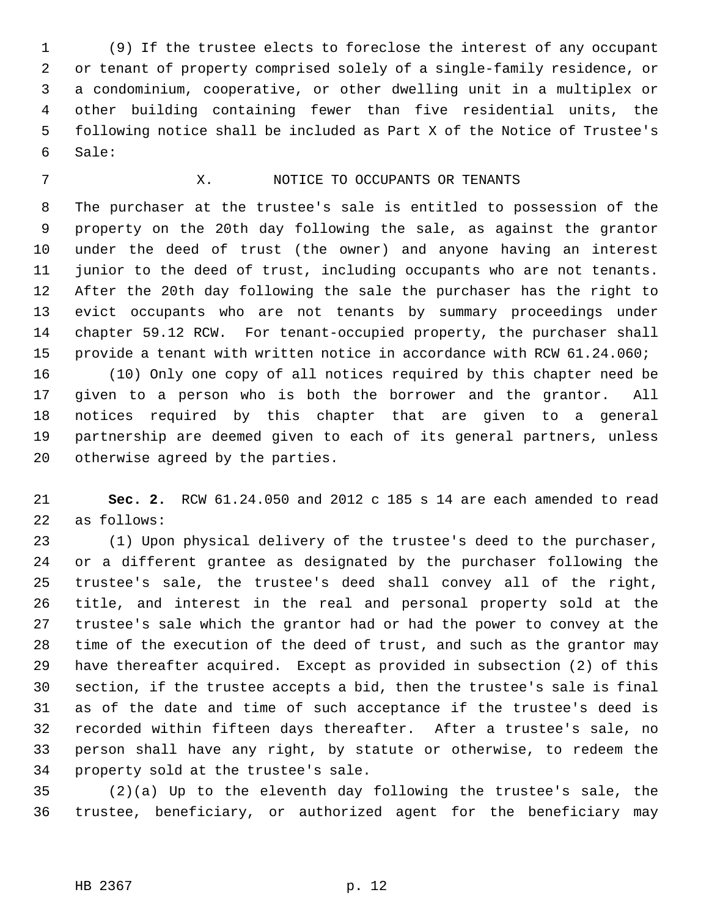(9) If the trustee elects to foreclose the interest of any occupant or tenant of property comprised solely of a single-family residence, or a condominium, cooperative, or other dwelling unit in a multiplex or other building containing fewer than five residential units, the following notice shall be included as Part X of the Notice of Trustee's Sale:

X. NOTICE TO OCCUPANTS OR TENANTS

The purchaser at the trustee's sale is entitled to possession of the property on the 20th day following the sale, as against the grantor under the deed of trust (the owner) and anyone having an interest junior to the deed of trust, including occupants who are not tenants. After the 20th day following the sale the purchaser has the right to evict occupants who are not tenants by summary proceedings under chapter 59.12 RCW. For tenant-occupied property, the purchaser shall provide a tenant with written notice in accordance with RCW 61.24.060;

(10) Only one copy of all notices required by this chapter need be given to a person who is both the borrower and the grantor. All notices required by this chapter that are given to a general partnership are deemed given to each of its general partners, unless otherwise agreed by the parties.

**Sec. 2.** RCW 61.24.050 and 2012 c 185 s 14 are each amended to read as follows:

(1) Upon physical delivery of the trustee's deed to the purchaser, or a different grantee as designated by the purchaser following the trustee's sale, the trustee's deed shall convey all of the right, title, and interest in the real and personal property sold at the trustee's sale which the grantor had or had the power to convey at the time of the execution of the deed of trust, and such as the grantor may have thereafter acquired. Except as provided in subsection (2) of this section, if the trustee accepts a bid, then the trustee's sale is final as of the date and time of such acceptance if the trustee's deed is recorded within fifteen days thereafter. After a trustee's sale, no person shall have any right, by statute or otherwise, to redeem the property sold at the trustee's sale.

(2)(a) Up to the eleventh day following the trustee's sale, the trustee, beneficiary, or authorized agent for the beneficiary may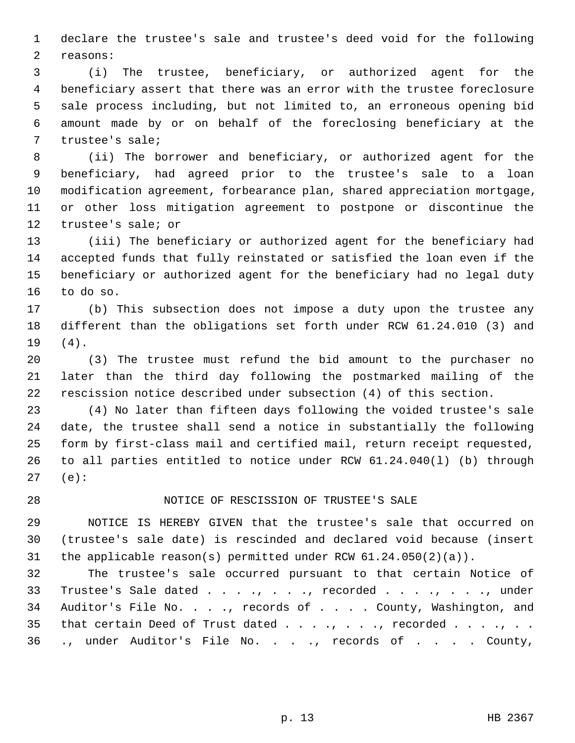declare the trustee's sale and trustee's deed void for the following reasons:

(i) The trustee, beneficiary, or authorized agent for the beneficiary assert that there was an error with the trustee foreclosure sale process including, but not limited to, an erroneous opening bid amount made by or on behalf of the foreclosing beneficiary at the trustee's sale;

(ii) The borrower and beneficiary, or authorized agent for the beneficiary, had agreed prior to the trustee's sale to a loan modification agreement, forbearance plan, shared appreciation mortgage, or other loss mitigation agreement to postpone or discontinue the trustee's sale; or

(iii) The beneficiary or authorized agent for the beneficiary had accepted funds that fully reinstated or satisfied the loan even if the beneficiary or authorized agent for the beneficiary had no legal duty to do so.

(b) This subsection does not impose a duty upon the trustee any different than the obligations set forth under RCW 61.24.010 (3) and (4).

(3) The trustee must refund the bid amount to the purchaser no later than the third day following the postmarked mailing of the rescission notice described under subsection (4) of this section.

(4) No later than fifteen days following the voided trustee's sale date, the trustee shall send a notice in substantially the following form by first-class mail and certified mail, return receipt requested, to all parties entitled to notice under RCW 61.24.040(l) (b) through (e):

NOTICE OF RESCISSION OF TRUSTEE'S SALE

NOTICE IS HEREBY GIVEN that the trustee's sale that occurred on (trustee's sale date) is rescinded and declared void because (insert the applicable reason(s) permitted under RCW 61.24.050(2)(a)).

The trustee's sale occurred pursuant to that certain Notice of Trustee's Sale dated . . . ., . . . ., recorded . . . ., . . . ., under Auditor's File No. . . ., records of . . . . County, Washington, and that certain Deed of Trust dated . . . ., . . . ., recorded . . . ., . . ., under Auditor's File No. . . ., records of . . . . County,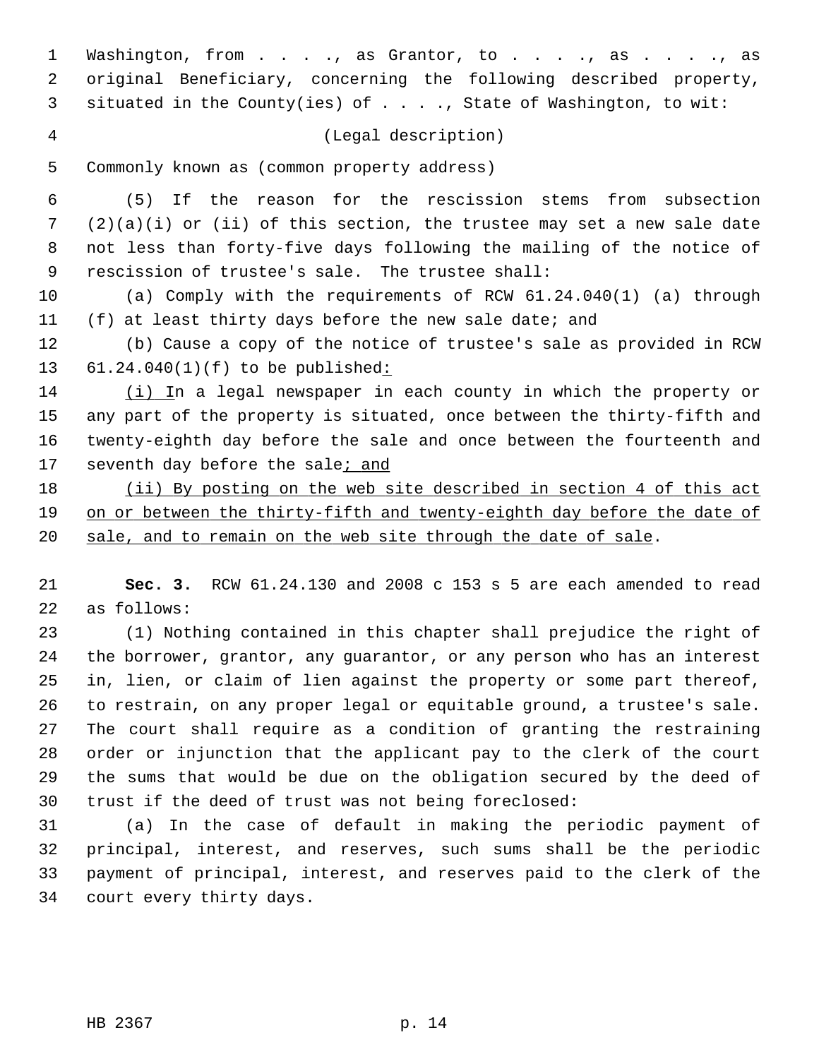Washington, from . . . ., as Grantor, to . . . ., as . . . ., as original Beneficiary, concerning the following described property, situated in the County(ies) of . . . ., State of Washington, to wit:

(Legal description)

Commonly known as (common property address)

(5) If the reason for the rescission stems from subsection (2)(a)(i) or (ii) of this section, the trustee may set a new sale date not less than forty-five days following the mailing of the notice of rescission of trustee's sale. The trustee shall:

(a) Comply with the requirements of RCW 61.24.040(1) (a) through (f) at least thirty days before the new sale date; and

(b) Cause a copy of the notice of trustee's sale as provided in RCW 61.24.040(1)(f) to be published:

(i) In a legal newspaper in each county in which the property or any part of the property is situated, once between the thirty-fifth and twenty-eighth day before the sale and once between the fourteenth and seventh day before the sale; and

(ii) By posting on the web site described in section 4 of this act on or between the thirty-fifth and twenty-eighth day before the date of sale, and to remain on the web site through the date of sale.

**Sec. 3.** RCW 61.24.130 and 2008 c 153 s 5 are each amended to read as follows:

(1) Nothing contained in this chapter shall prejudice the right of the borrower, grantor, any guarantor, or any person who has an interest in, lien, or claim of lien against the property or some part thereof, to restrain, on any proper legal or equitable ground, a trustee's sale. The court shall require as a condition of granting the restraining order or injunction that the applicant pay to the clerk of the court the sums that would be due on the obligation secured by the deed of trust if the deed of trust was not being foreclosed:

(a) In the case of default in making the periodic payment of principal, interest, and reserves, such sums shall be the periodic payment of principal, interest, and reserves paid to the clerk of the court every thirty days.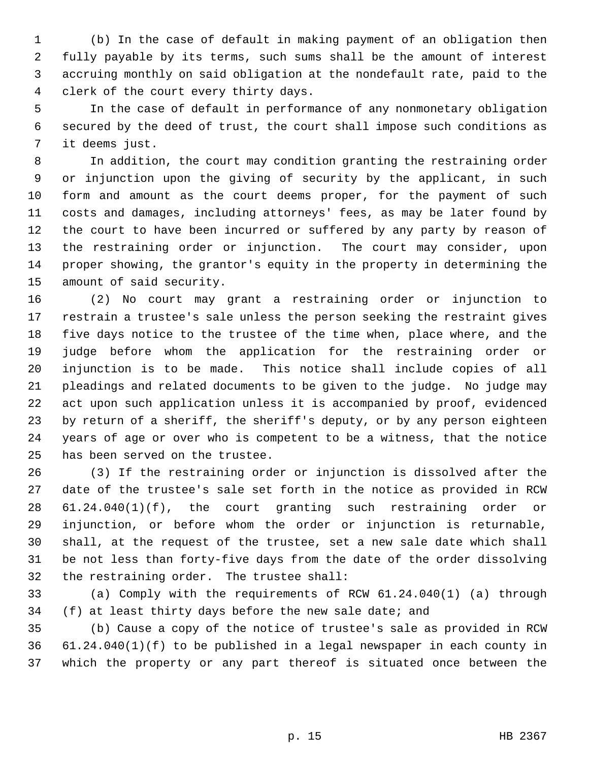(b) In the case of default in making payment of an obligation then fully payable by its terms, such sums shall be the amount of interest accruing monthly on said obligation at the nondefault rate, paid to the clerk of the court every thirty days.

In the case of default in performance of any nonmonetary obligation secured by the deed of trust, the court shall impose such conditions as it deems just.

In addition, the court may condition granting the restraining order or injunction upon the giving of security by the applicant, in such form and amount as the court deems proper, for the payment of such costs and damages, including attorneys' fees, as may be later found by the court to have been incurred or suffered by any party by reason of the restraining order or injunction. The court may consider, upon proper showing, the grantor's equity in the property in determining the amount of said security.

(2) No court may grant a restraining order or injunction to restrain a trustee's sale unless the person seeking the restraint gives five days notice to the trustee of the time when, place where, and the judge before whom the application for the restraining order or injunction is to be made. This notice shall include copies of all pleadings and related documents to be given to the judge. No judge may act upon such application unless it is accompanied by proof, evidenced by return of a sheriff, the sheriff's deputy, or by any person eighteen years of age or over who is competent to be a witness, that the notice has been served on the trustee.

(3) If the restraining order or injunction is dissolved after the date of the trustee's sale set forth in the notice as provided in RCW 61.24.040(1)(f), the court granting such restraining order or injunction, or before whom the order or injunction is returnable, shall, at the request of the trustee, set a new sale date which shall be not less than forty-five days from the date of the order dissolving the restraining order. The trustee shall:

(a) Comply with the requirements of RCW 61.24.040(1) (a) through (f) at least thirty days before the new sale date; and

(b) Cause a copy of the notice of trustee's sale as provided in RCW 61.24.040(1)(f) to be published in a legal newspaper in each county in which the property or any part thereof is situated once between the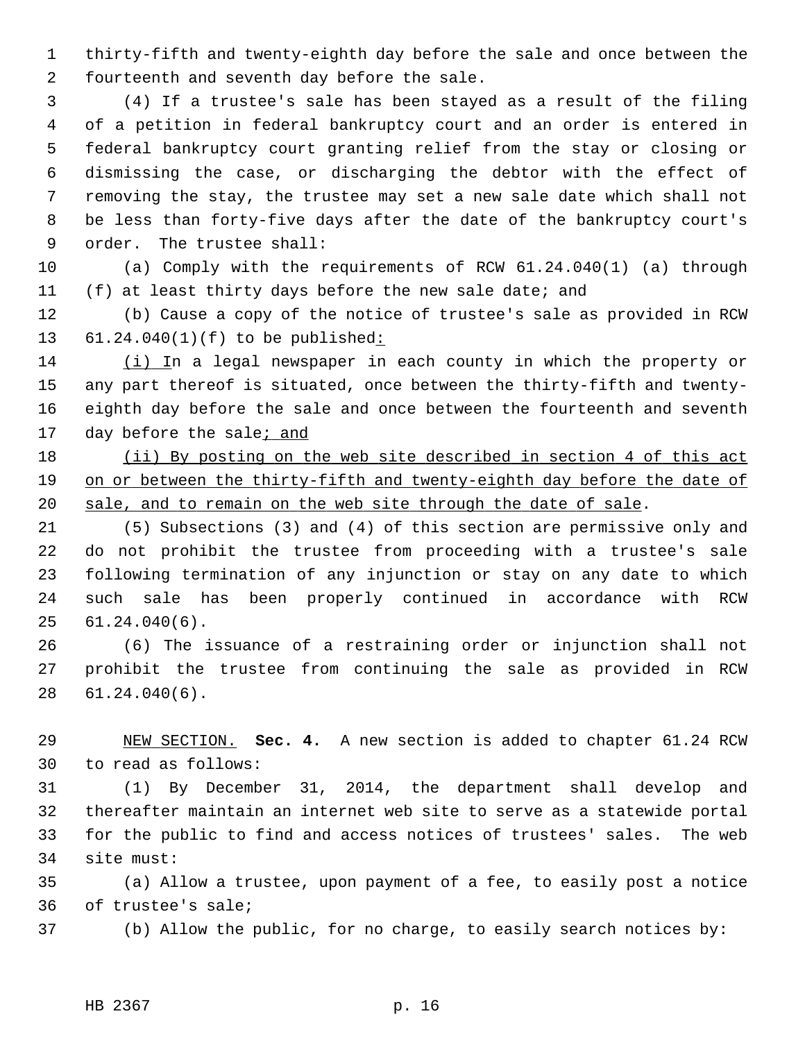thirty-fifth and twenty-eighth day before the sale and once between the fourteenth and seventh day before the sale.

(4) If a trustee's sale has been stayed as a result of the filing of a petition in federal bankruptcy court and an order is entered in federal bankruptcy court granting relief from the stay or closing or dismissing the case, or discharging the debtor with the effect of removing the stay, the trustee may set a new sale date which shall not be less than forty-five days after the date of the bankruptcy court's order. The trustee shall:

(a) Comply with the requirements of RCW 61.24.040(1) (a) through (f) at least thirty days before the new sale date; and

(b) Cause a copy of the notice of trustee's sale as provided in RCW 61.24.040(1)(f) to be published<u>:</u>

<u>(i) I</u>n a legal newspaper in each county in which the property or any part thereof is situated, once between the thirty-fifth and twenty-eighth day before the sale and once between the fourteenth and seventh day before the sale<u>; and</u>

<u>(ii) By posting on the web site described in section 4 of this act on or between the thirty-fifth and twenty-eighth day before the date of sale, and to remain on the web site through the date of sale</u>.

(5) Subsections (3) and (4) of this section are permissive only and do not prohibit the trustee from proceeding with a trustee's sale following termination of any injunction or stay on any date to which such sale has been properly continued in accordance with RCW 61.24.040(6).

(6) The issuance of a restraining order or injunction shall not prohibit the trustee from continuing the sale as provided in RCW 61.24.040(6).

<u>NEW SECTION.</u> **Sec. 4.** A new section is added to chapter 61.24 RCW to read as follows:

(1) By December 31, 2014, the department shall develop and thereafter maintain an internet web site to serve as a statewide portal for the public to find and access notices of trustees' sales. The web site must:

(a) Allow a trustee, upon payment of a fee, to easily post a notice of trustee's sale;

(b) Allow the public, for no charge, to easily search notices by: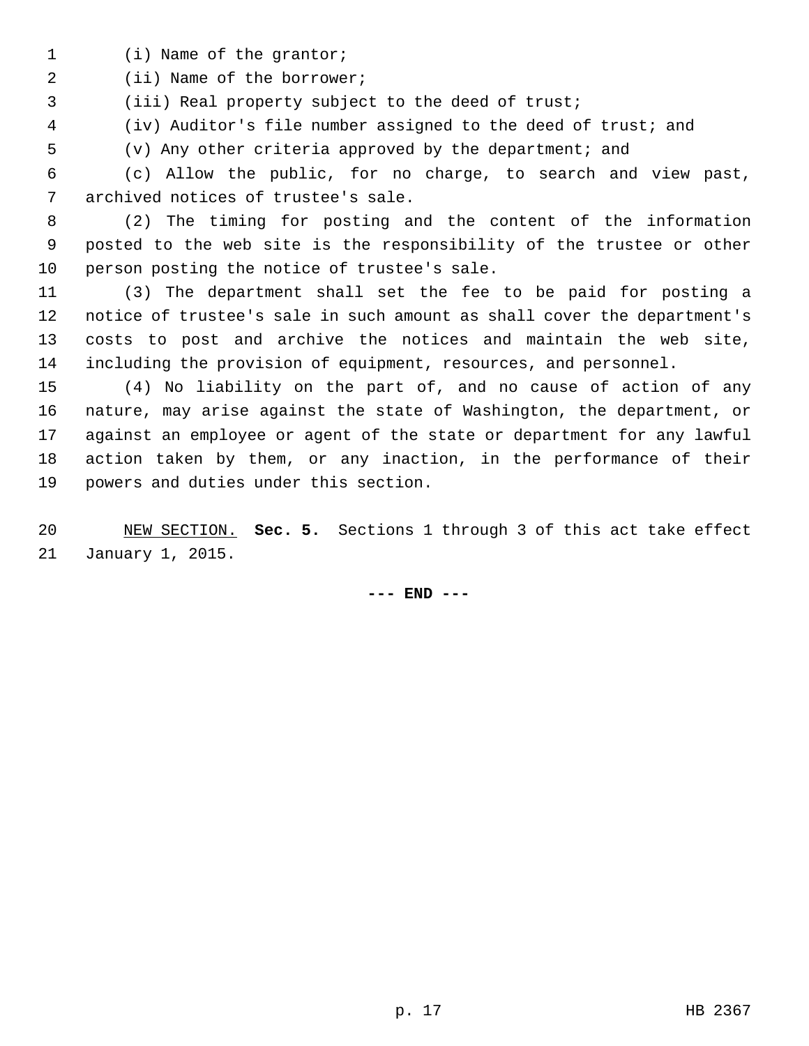(i) Name of the grantor;

(ii) Name of the borrower;

(iii) Real property subject to the deed of trust;

(iv) Auditor's file number assigned to the deed of trust; and

(v) Any other criteria approved by the department; and

(c) Allow the public, for no charge, to search and view past, archived notices of trustee's sale.

(2) The timing for posting and the content of the information posted to the web site is the responsibility of the trustee or other person posting the notice of trustee's sale.

(3) The department shall set the fee to be paid for posting a notice of trustee's sale in such amount as shall cover the department's costs to post and archive the notices and maintain the web site, including the provision of equipment, resources, and personnel.

(4) No liability on the part of, and no cause of action of any nature, may arise against the state of Washington, the department, or against an employee or agent of the state or department for any lawful action taken by them, or any inaction, in the performance of their powers and duties under this section.

NEW SECTION. **Sec. 5.** Sections 1 through 3 of this act take effect January 1, 2015.

**--- END ---**